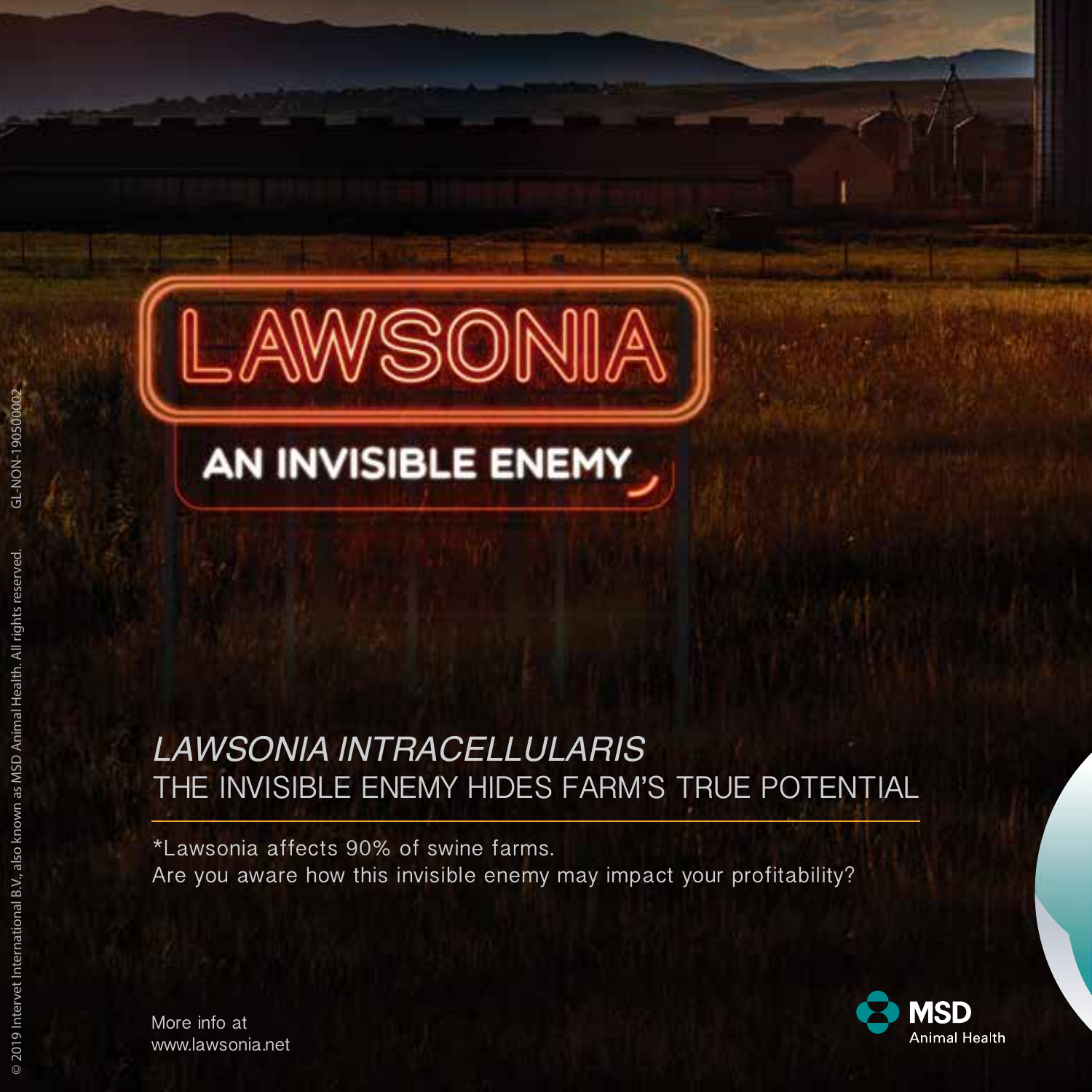# LAWSONIA

## AN INVISIBLE ENEMY

*LAWSONIA INTRACELLULARIS*
THE INVISIBLE ENEMY HIDES FARM'S TRUE POTENTIAL

*Lawsonia affects 90% of swine farms.
Are you aware how this invisible enemy may impact your profitability?

More info at
www.lawsonia.net

MSD
Animal Health

© 2019 Intervet International B.V., also known as MSD Animal Health. All rights reserved. GL-NON-190500002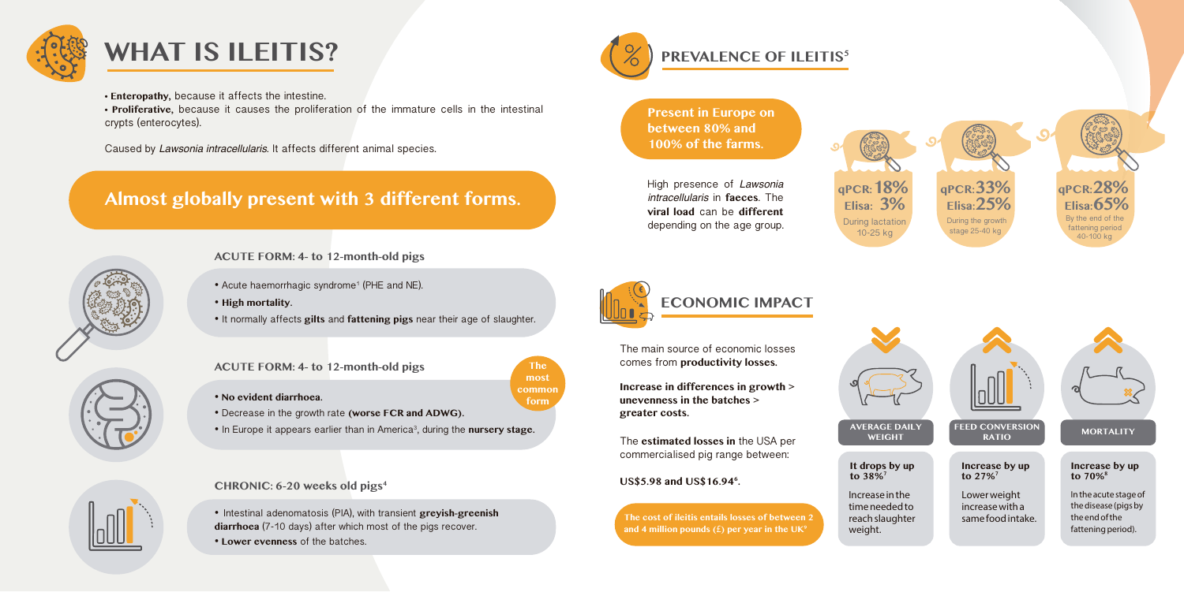# WHAT IS ILEITIS?

- **Enteropathy,** because it affects the intestine.
- **Proliferative,** because it causes the proliferation of the immature cells in the intestinal crypts (enterocytes).

Caused by *Lawsonia intracellularis*. It affects different animal species.

## Almost globally present with 3 different forms.

### ACUTE FORM: 4- to 12-month-old pigs

- Acute haemorrhagic syndrome[1] (PHE and NE).
- **High mortality.**
- It normally affects **gilts** and **fattening pigs** near their age of slaughter.

### ACUTE FORM: 4- to 12-month-old pigs

**The most common form**

- **No evident diarrhoea.**
- Decrease in the growth rate **(worse FCR and ADWG).**
- In Europe it appears earlier than in America[3], during the **nursery stage.**

### CHRONIC: 6-20 weeks old pigs[4]

- Intestinal adenomatosis (PIA), with transient **greyish-greenish diarrhoea** (7-10 days) after which most of the pigs recover.
- **Lower evenness** of the batches.

## PREVALENCE OF ILEITIS[5]

**Present in Europe on between 80% and 100% of the farms.**

High presence of *Lawsonia intracellularis* in **faeces**. The **viral load** can be **different** depending on the age group.

qPCR: 18%
Elisa: 3%
During lactation
10-25 kg

qPCR: 33%
Elisa: 25%
During the growth stage 25-40 kg

qPCR: 28%
Elisa: 65%
By the end of the fattening period
40-100 kg

## ECONOMIC IMPACT

The main source of economic losses comes from **productivity losses.**

**Increase in differences in growth > unevenness in the batches > greater costs.**

The **estimated losses in** the USA per commercialised pig range between:

**US$5.98 and US$16.94[6].**

**The cost of ileitis entails losses of between 2 and 4 million pounds (£) per year in the UK[7]**

**AVERAGE DAILY WEIGHT**

**It drops by up to 38%[7]**

Increase in the time needed to reach slaughter weight.

**FEED CONVERSION RATIO**

**Increase by up to 27%[7]**

Lower weight increase with a same food intake.

**MORTALITY**

**Increase by up to 70%[8]**

In the acute stage of the disease (pigs by the end of the fattening period).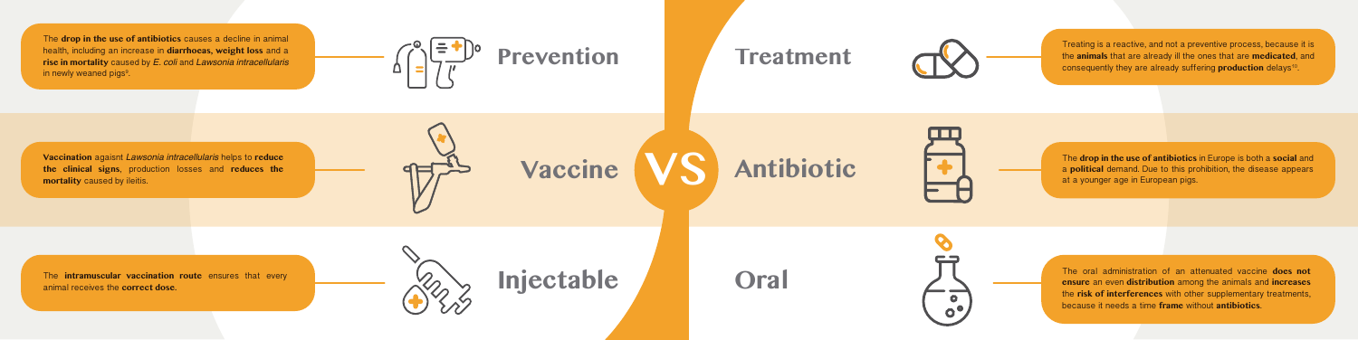## Prevention VS Treatment

The **drop in the use of antibiotics** causes a decline in animal health, including an increase in **diarrhoeas, weight loss** and a **rise in mortality** caused by *E. coli* and *Lawsonia intracellularis* in newly weaned pigs[9].

**Prevention**

**Treatment**

Treating is a reactive, and not a preventive process, because it is the **animals** that are already ill the ones that are **medicated**, and consequently they are already suffering **production** delays[10].

## Vaccine VS Antibiotic

**Vaccination** against *Lawsonia intracellularis* helps to **reduce the clinical signs**, production losses and **reduces the mortality** caused by ileitis.

**Vaccine**

**Antibiotic**

The **drop in the use of antibiotics** in Europe is both a **social** and a **political** demand. Due to this prohibition, the disease appears at a younger age in European pigs.

## Injectable VS Oral

The **intramuscular vaccination route** ensures that every animal receives the **correct dose**.

**Injectable**

**Oral**

The oral administration of an attenuated vaccine **does not ensure** an even **distribution** among the animals and **increases** the **risk of interferences** with other supplementary treatments, because it needs a time **frame** without **antibiotics**.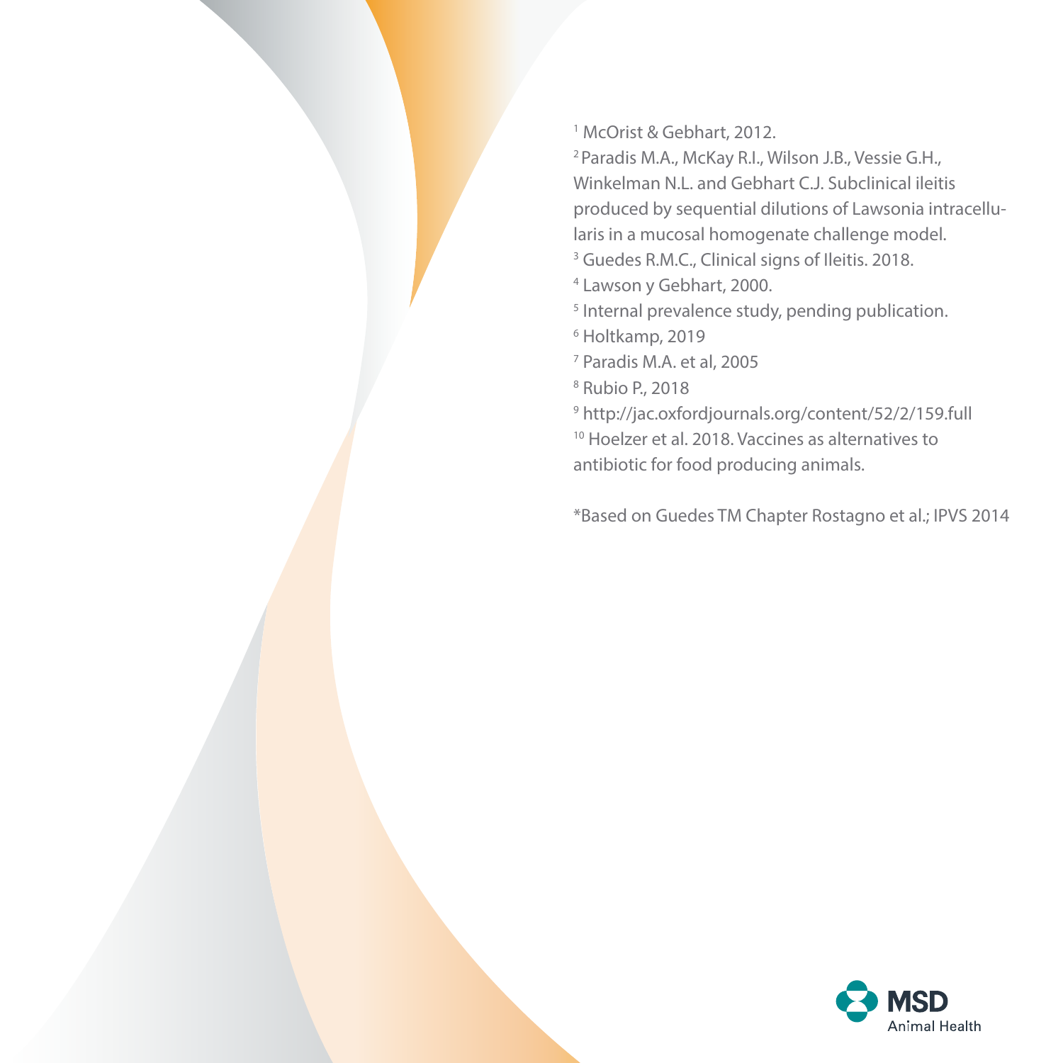[1] McOrist & Gebhart, 2012.

[2] Paradis M.A., McKay R.I., Wilson J.B., Vessie G.H., Winkelman N.L. and Gebhart C.J. Subclinical ileitis produced by sequential dilutions of Lawsonia intracellularis in a mucosal homogenate challenge model.

[3] Guedes R.M.C., Clinical signs of Ileitis. 2018.

[4] Lawson y Gebhart, 2000.

[5] Internal prevalence study, pending publication.

[6] Holtkamp, 2019

[7] Paradis M.A. et al, 2005

[8] Rubio P., 2018

[9] http://jac.oxfordjournals.org/content/52/2/159.full

[10] Hoelzer et al. 2018. Vaccines as alternatives to antibiotic for food producing animals.

*Based on Guedes TM Chapter Rostagno et al.; IPVS 2014

MSD Animal Health